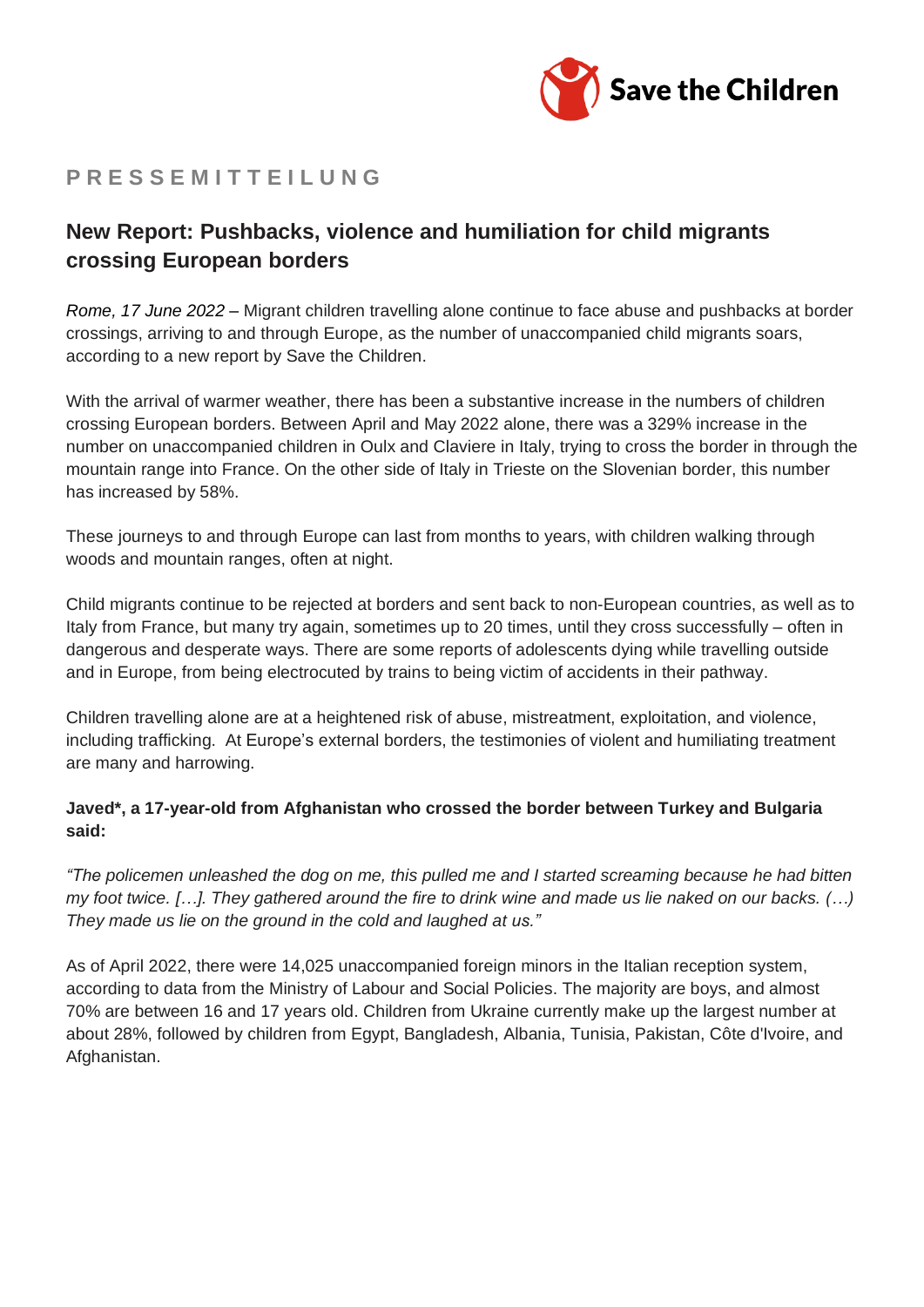Save the Children

**P R E S S E M I T T E I L U N G**

## New Report: Pushbacks, violence and humiliation for child migrants crossing European borders

*Rome, 17 June 2022 –* Migrant children travelling alone continue to face abuse and pushbacks at border crossings, arriving to and through Europe, as the number of unaccompanied child migrants soars, according to a new report by Save the Children.

With the arrival of warmer weather, there has been a substantive increase in the numbers of children crossing European borders. Between April and May 2022 alone, there was a 329% increase in the number on unaccompanied children in Oulx and Claviere in Italy, trying to cross the border in through the mountain range into France. On the other side of Italy in Trieste on the Slovenian border, this number has increased by 58%.

These journeys to and through Europe can last from months to years, with children walking through woods and mountain ranges, often at night.

Child migrants continue to be rejected at borders and sent back to non-European countries, as well as to Italy from France, but many try again, sometimes up to 20 times, until they cross successfully – often in dangerous and desperate ways. There are some reports of adolescents dying while travelling outside and in Europe, from being electrocuted by trains to being victim of accidents in their pathway.

Children travelling alone are at a heightened risk of abuse, mistreatment, exploitation, and violence, including trafficking. At Europe's external borders, the testimonies of violent and humiliating treatment are many and harrowing.

**Javed*, a 17-year-old from Afghanistan who crossed the border between Turkey and Bulgaria said:**

*"The policemen unleashed the dog on me, this pulled me and I started screaming because he had bitten my foot twice. […]. They gathered around the fire to drink wine and made us lie naked on our backs. (…) They made us lie on the ground in the cold and laughed at us."*

As of April 2022, there were 14,025 unaccompanied foreign minors in the Italian reception system, according to data from the Ministry of Labour and Social Policies. The majority are boys, and almost 70% are between 16 and 17 years old. Children from Ukraine currently make up the largest number at about 28%, followed by children from Egypt, Bangladesh, Albania, Tunisia, Pakistan, Côte d'Ivoire, and Afghanistan.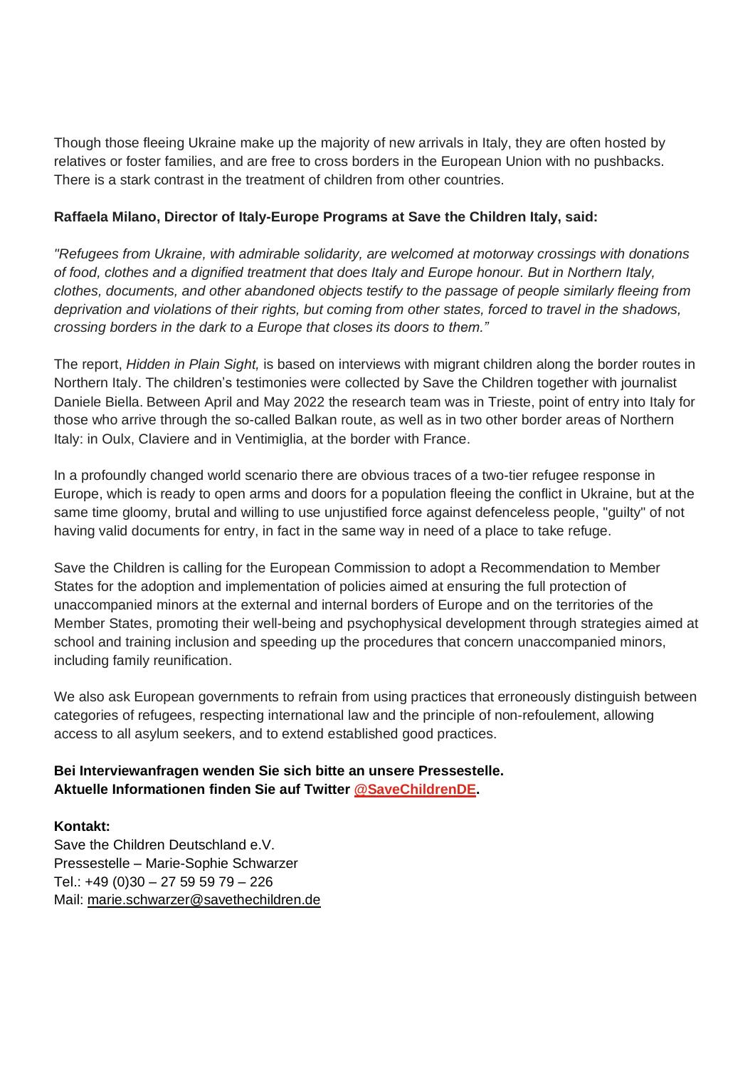Though those fleeing Ukraine make up the majority of new arrivals in Italy, they are often hosted by relatives or foster families, and are free to cross borders in the European Union with no pushbacks. There is a stark contrast in the treatment of children from other countries.

**Raffaela Milano, Director of Italy-Europe Programs at Save the Children Italy, said:**

*"Refugees from Ukraine, with admirable solidarity, are welcomed at motorway crossings with donations of food, clothes and a dignified treatment that does Italy and Europe honour. But in Northern Italy, clothes, documents, and other abandoned objects testify to the passage of people similarly fleeing from deprivation and violations of their rights, but coming from other states, forced to travel in the shadows, crossing borders in the dark to a Europe that closes its doors to them."*

The report, *Hidden in Plain Sight,* is based on interviews with migrant children along the border routes in Northern Italy. The children's testimonies were collected by Save the Children together with journalist Daniele Biella. Between April and May 2022 the research team was in Trieste, point of entry into Italy for those who arrive through the so-called Balkan route, as well as in two other border areas of Northern Italy: in Oulx, Claviere and in Ventimiglia, at the border with France.

In a profoundly changed world scenario there are obvious traces of a two-tier refugee response in Europe, which is ready to open arms and doors for a population fleeing the conflict in Ukraine, but at the same time gloomy, brutal and willing to use unjustified force against defenceless people, "guilty" of not having valid documents for entry, in fact in the same way in need of a place to take refuge.

Save the Children is calling for the European Commission to adopt a Recommendation to Member States for the adoption and implementation of policies aimed at ensuring the full protection of unaccompanied minors at the external and internal borders of Europe and on the territories of the Member States, promoting their well-being and psychophysical development through strategies aimed at school and training inclusion and speeding up the procedures that concern unaccompanied minors, including family reunification.

We also ask European governments to refrain from using practices that erroneously distinguish between categories of refugees, respecting international law and the principle of non-refoulement, allowing access to all asylum seekers, and to extend established good practices.

**Bei Interviewanfragen wenden Sie sich bitte an unsere Pressestelle.**
**Aktuelle Informationen finden Sie auf Twitter @SaveChildrenDE.**

**Kontakt:**
Save the Children Deutschland e.V.
Pressestelle – Marie-Sophie Schwarzer
Tel.: +49 (0)30 – 27 59 59 79 – 226
Mail: marie.schwarzer@savethechildren.de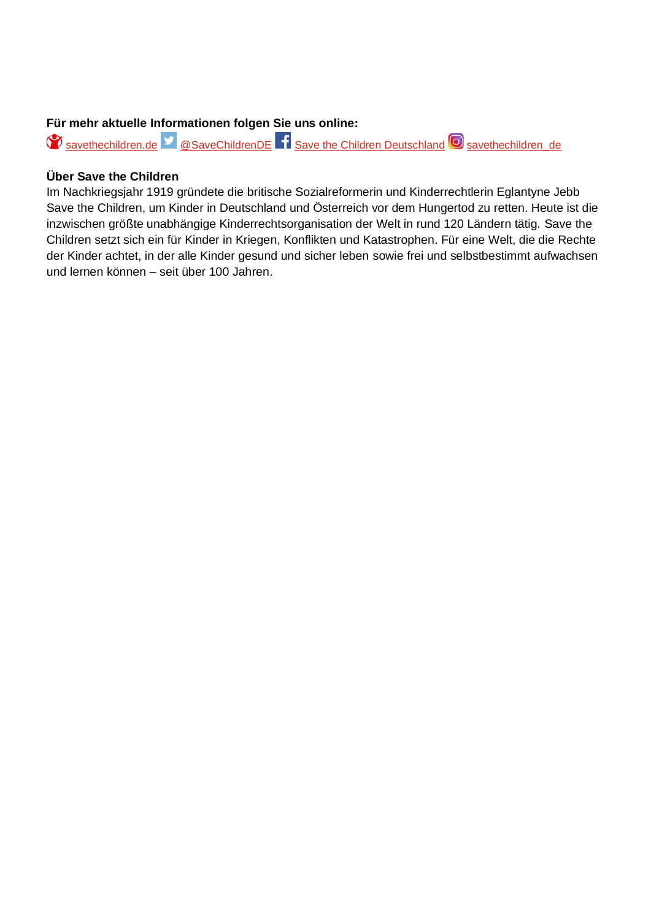**Für mehr aktuelle Informationen folgen Sie uns online:**

savethechildren.de @SaveChildrenDE Save the Children Deutschland savethechildren_de

**Über Save the Children**

Im Nachkriegsjahr 1919 gründete die britische Sozialreformerin und Kinderrechtlerin Eglantyne Jebb Save the Children, um Kinder in Deutschland und Österreich vor dem Hungertod zu retten. Heute ist die inzwischen größte unabhängige Kinderrechtsorganisation der Welt in rund 120 Ländern tätig. Save the Children setzt sich ein für Kinder in Kriegen, Konflikten und Katastrophen. Für eine Welt, die die Rechte der Kinder achtet, in der alle Kinder gesund und sicher leben sowie frei und selbstbestimmt aufwachsen und lernen können – seit über 100 Jahren.